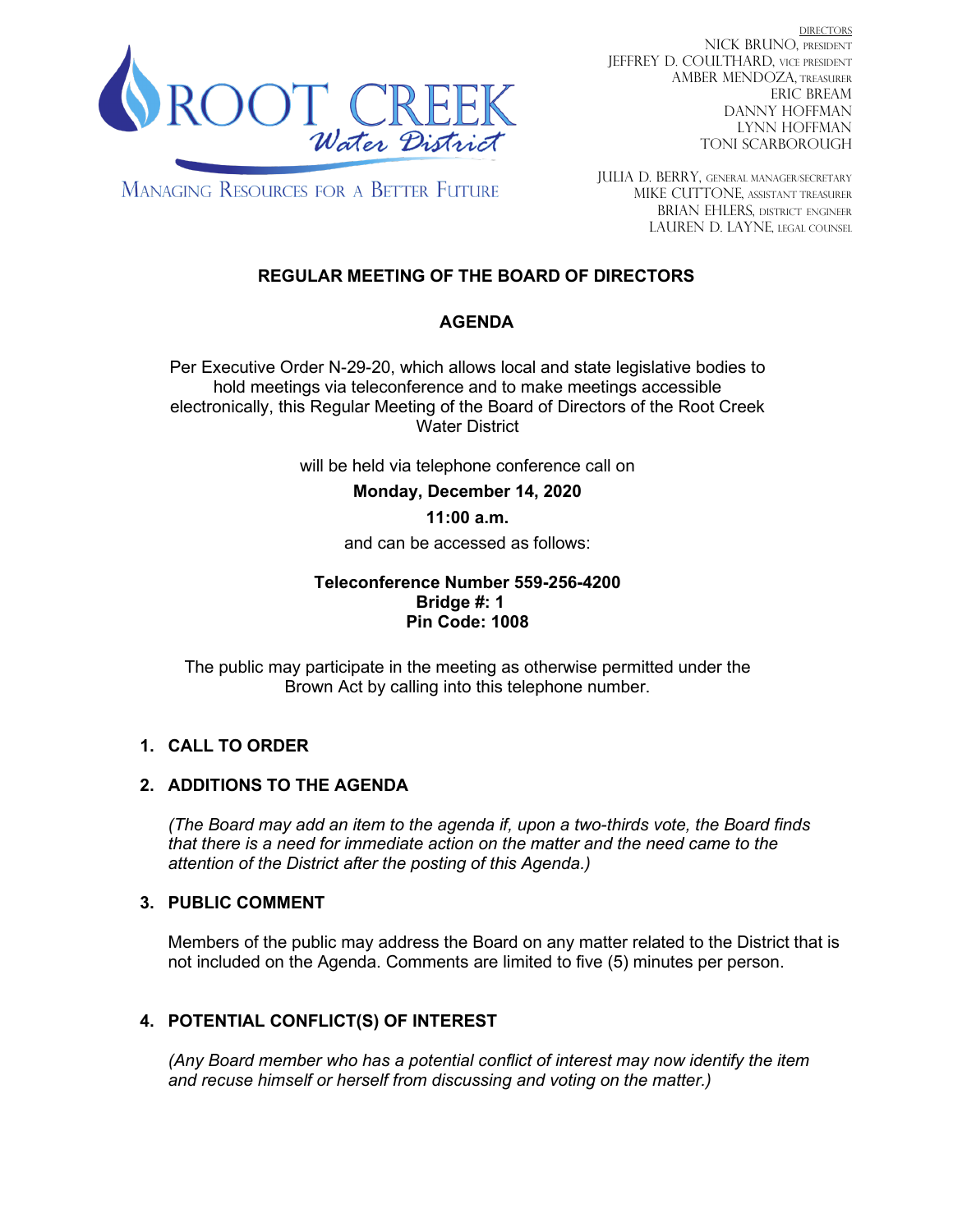ROOT CREEK *Water District*

MANAGING RESOURCES FOR A BETTER FUTURE

DIRECTORS
NICK BRUNO, PRESIDENT
JEFFREY D. COULTHARD, VICE PRESIDENT
AMBER MENDOZA, TREASURER
ERIC BREAM
DANNY HOFFMAN
LYNN HOFFMAN
TONI SCARBOROUGH

JULIA D. BERRY, GENERAL MANAGER/SECRETARY
MIKE CUTTONE, ASSISTANT TREASURER
BRIAN EHLERS, DISTRICT ENGINEER
LAUREN D. LAYNE, LEGAL COUNSEL

## REGULAR MEETING OF THE BOARD OF DIRECTORS

## AGENDA

Per Executive Order N-29-20, which allows local and state legislative bodies to hold meetings via teleconference and to make meetings accessible electronically, this Regular Meeting of the Board of Directors of the Root Creek Water District

will be held via telephone conference call on

**Monday, December 14, 2020**

**11:00 a.m.**

and can be accessed as follows:

**Teleconference Number 559-256-4200**
**Bridge #: 1**
**Pin Code: 1008**

The public may participate in the meeting as otherwise permitted under the Brown Act by calling into this telephone number.

### 1. CALL TO ORDER

### 2. ADDITIONS TO THE AGENDA

*(The Board may add an item to the agenda if, upon a two-thirds vote, the Board finds that there is a need for immediate action on the matter and the need came to the attention of the District after the posting of this Agenda.)*

### 3. PUBLIC COMMENT

Members of the public may address the Board on any matter related to the District that is not included on the Agenda. Comments are limited to five (5) minutes per person.

### 4. POTENTIAL CONFLICT(S) OF INTEREST

*(Any Board member who has a potential conflict of interest may now identify the item and recuse himself or herself from discussing and voting on the matter.)*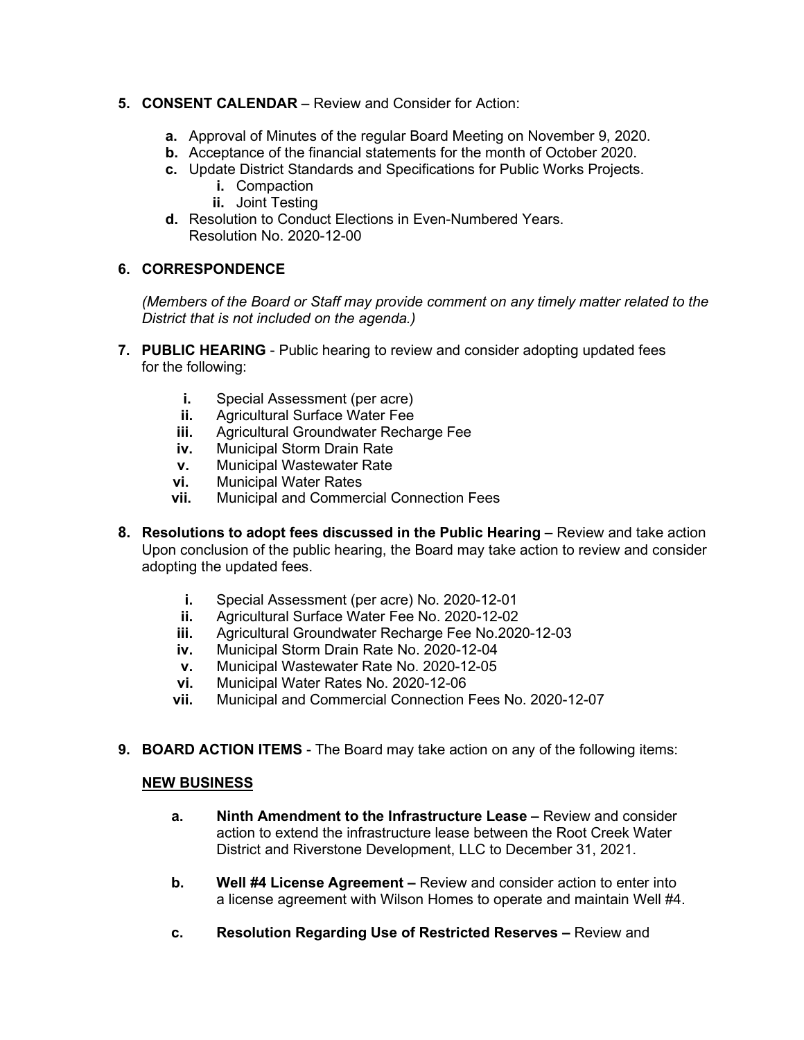5. **CONSENT CALENDAR** – Review and Consider for Action:

   - **a.** Approval of Minutes of the regular Board Meeting on November 9, 2020.
   - **b.** Acceptance of the financial statements for the month of October 2020.
   - **c.** Update District Standards and Specifications for Public Works Projects.
     - **i.** Compaction
     - **ii.** Joint Testing
   - **d.** Resolution to Conduct Elections in Even-Numbered Years.
     Resolution No. 2020-12-00

6. **CORRESPONDENCE**

   *(Members of the Board or Staff may provide comment on any timely matter related to the District that is not included on the agenda.)*

7. **PUBLIC HEARING** - Public hearing to review and consider adopting updated fees for the following:

   - **i.** Special Assessment (per acre)
   - **ii.** Agricultural Surface Water Fee
   - **iii.** Agricultural Groundwater Recharge Fee
   - **iv.** Municipal Storm Drain Rate
   - **v.** Municipal Wastewater Rate
   - **vi.** Municipal Water Rates
   - **vii.** Municipal and Commercial Connection Fees

8. **Resolutions to adopt fees discussed in the Public Hearing** – Review and take action Upon conclusion of the public hearing, the Board may take action to review and consider adopting the updated fees.

   - **i.** Special Assessment (per acre) No. 2020-12-01
   - **ii.** Agricultural Surface Water Fee No. 2020-12-02
   - **iii.** Agricultural Groundwater Recharge Fee No.2020-12-03
   - **iv.** Municipal Storm Drain Rate No. 2020-12-04
   - **v.** Municipal Wastewater Rate No. 2020-12-05
   - **vi.** Municipal Water Rates No. 2020-12-06
   - **vii.** Municipal and Commercial Connection Fees No. 2020-12-07

9. **BOARD ACTION ITEMS** - The Board may take action on any of the following items:

   **<u>NEW BUSINESS</u>**

   - **a. Ninth Amendment to the Infrastructure Lease –** Review and consider action to extend the infrastructure lease between the Root Creek Water District and Riverstone Development, LLC to December 31, 2021.

   - **b. Well #4 License Agreement –** Review and consider action to enter into a license agreement with Wilson Homes to operate and maintain Well #4.

   - **c. Resolution Regarding Use of Restricted Reserves –** Review and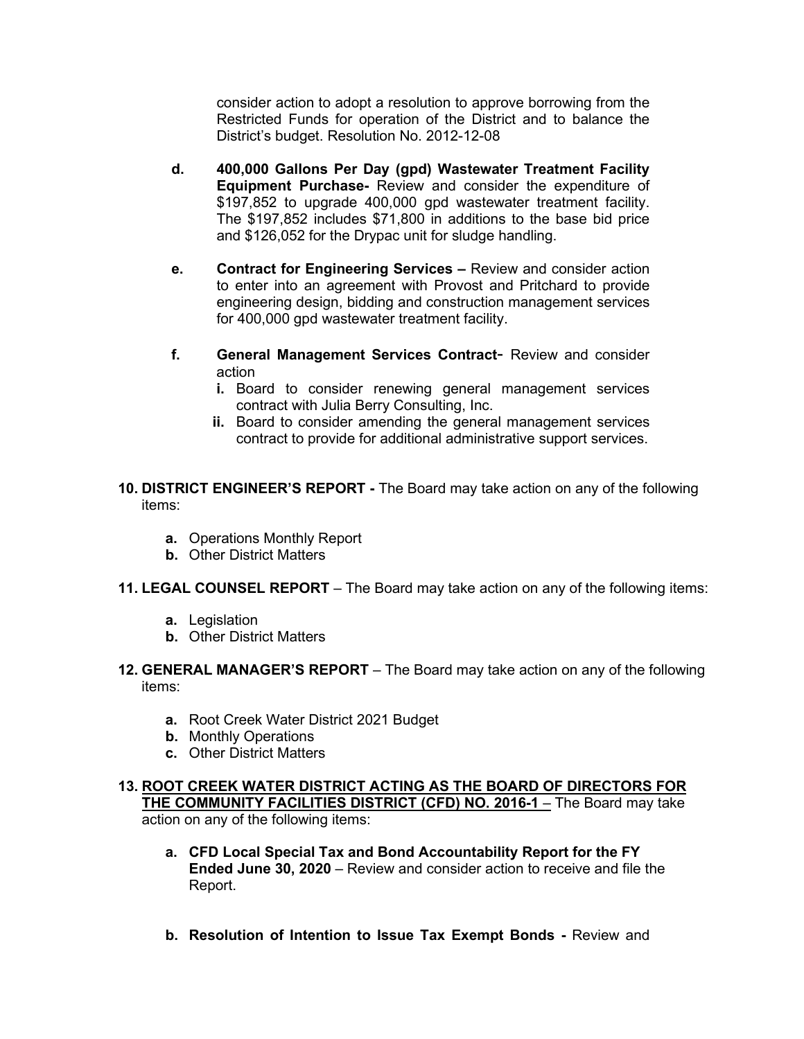consider action to adopt a resolution to approve borrowing from the Restricted Funds for operation of the District and to balance the District's budget. Resolution No. 2012-12-08

d. **400,000 Gallons Per Day (gpd) Wastewater Treatment Facility Equipment Purchase-** Review and consider the expenditure of $197,852 to upgrade 400,000 gpd wastewater treatment facility. The $197,852 includes $71,800 in additions to the base bid price and $126,052 for the Drypac unit for sludge handling.

e. **Contract for Engineering Services –** Review and consider action to enter into an agreement with Provost and Pritchard to provide engineering design, bidding and construction management services for 400,000 gpd wastewater treatment facility.

f. **General Management Services Contract-** Review and consider action
   - **i.** Board to consider renewing general management services contract with Julia Berry Consulting, Inc.
   - **ii.** Board to consider amending the general management services contract to provide for additional administrative support services.

**10. DISTRICT ENGINEER'S REPORT -** The Board may take action on any of the following items:

- **a.** Operations Monthly Report
- **b.** Other District Matters

**11. LEGAL COUNSEL REPORT** – The Board may take action on any of the following items:

- **a.** Legislation
- **b.** Other District Matters

**12. GENERAL MANAGER'S REPORT** – The Board may take action on any of the following items:

- **a.** Root Creek Water District 2021 Budget
- **b.** Monthly Operations
- **c.** Other District Matters

**13. <u>ROOT CREEK WATER DISTRICT ACTING AS THE BOARD OF DIRECTORS FOR THE COMMUNITY FACILITIES DISTRICT (CFD) NO. 2016-1</u>** – The Board may take action on any of the following items:

- **a. CFD Local Special Tax and Bond Accountability Report for the FY Ended June 30, 2020** – Review and consider action to receive and file the Report.

- **b. Resolution of Intention to Issue Tax Exempt Bonds -** Review and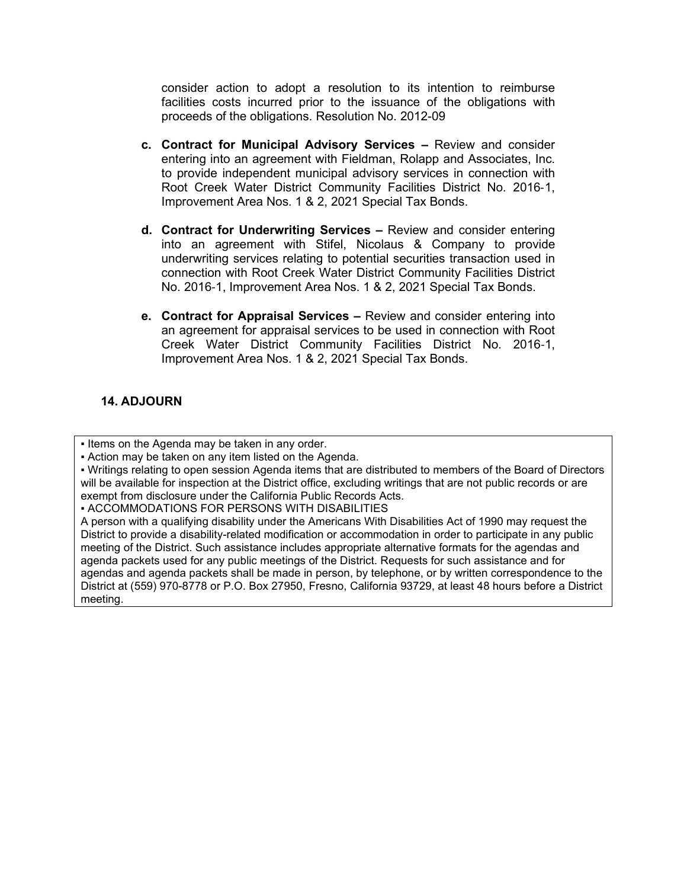consider action to adopt a resolution to its intention to reimburse facilities costs incurred prior to the issuance of the obligations with proceeds of the obligations. Resolution No. 2012-09

c. **Contract for Municipal Advisory Services –** Review and consider entering into an agreement with Fieldman, Rolapp and Associates, Inc. to provide independent municipal advisory services in connection with Root Creek Water District Community Facilities District No. 2016-1, Improvement Area Nos. 1 & 2, 2021 Special Tax Bonds.

d. **Contract for Underwriting Services –** Review and consider entering into an agreement with Stifel, Nicolaus & Company to provide underwriting services relating to potential securities transaction used in connection with Root Creek Water District Community Facilities District No. 2016-1, Improvement Area Nos. 1 & 2, 2021 Special Tax Bonds.

e. **Contract for Appraisal Services –** Review and consider entering into an agreement for appraisal services to be used in connection with Root Creek Water District Community Facilities District No. 2016-1, Improvement Area Nos. 1 & 2, 2021 Special Tax Bonds.

**14. ADJOURN**

▪ Items on the Agenda may be taken in any order.

▪ Action may be taken on any item listed on the Agenda.

▪ Writings relating to open session Agenda items that are distributed to members of the Board of Directors will be available for inspection at the District office, excluding writings that are not public records or are exempt from disclosure under the California Public Records Acts.

▪ ACCOMMODATIONS FOR PERSONS WITH DISABILITIES

A person with a qualifying disability under the Americans With Disabilities Act of 1990 may request the District to provide a disability-related modification or accommodation in order to participate in any public meeting of the District. Such assistance includes appropriate alternative formats for the agendas and agenda packets used for any public meetings of the District. Requests for such assistance and for agendas and agenda packets shall be made in person, by telephone, or by written correspondence to the District at (559) 970-8778 or P.O. Box 27950, Fresno, California 93729, at least 48 hours before a District meeting.